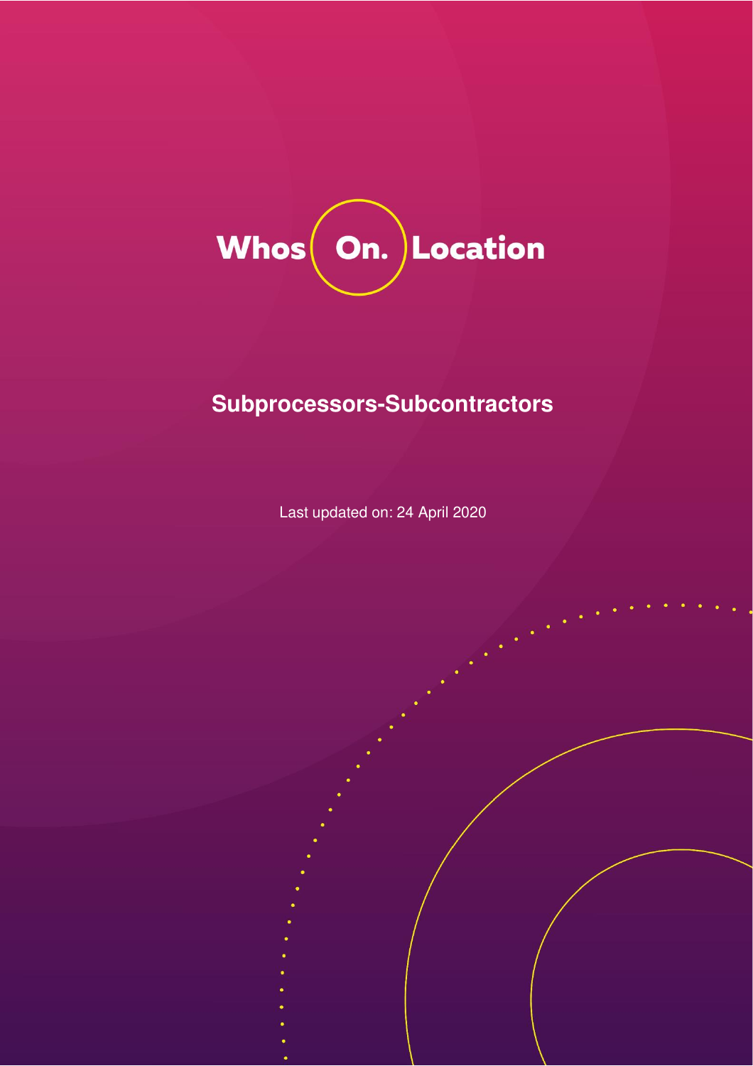Whos On. Location

# Subprocessors-Subcontractors

Last updated on: 24 April 2020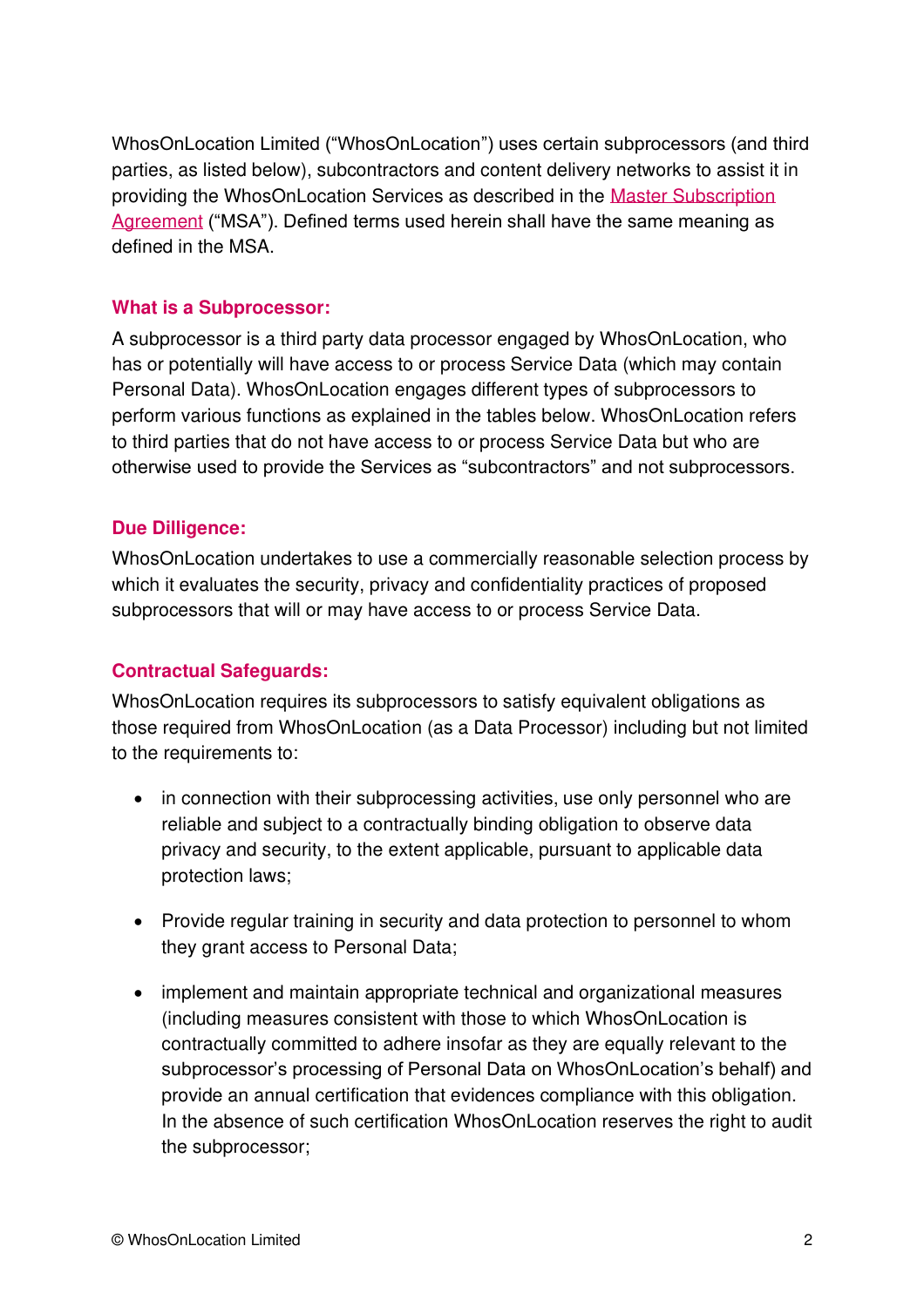WhosOnLocation Limited ("WhosOnLocation") uses certain subprocessors (and third parties, as listed below), subcontractors and content delivery networks to assist it in providing the WhosOnLocation Services as described in the [Master Subscription Agreement](#) ("MSA"). Defined terms used herein shall have the same meaning as defined in the MSA.

## What is a Subprocessor:

A subprocessor is a third party data processor engaged by WhosOnLocation, who has or potentially will have access to or process Service Data (which may contain Personal Data). WhosOnLocation engages different types of subprocessors to perform various functions as explained in the tables below. WhosOnLocation refers to third parties that do not have access to or process Service Data but who are otherwise used to provide the Services as "subcontractors" and not subprocessors.

## Due Dilligence:

WhosOnLocation undertakes to use a commercially reasonable selection process by which it evaluates the security, privacy and confidentiality practices of proposed subprocessors that will or may have access to or process Service Data.

## Contractual Safeguards:

WhosOnLocation requires its subprocessors to satisfy equivalent obligations as those required from WhosOnLocation (as a Data Processor) including but not limited to the requirements to:

- in connection with their subprocessing activities, use only personnel who are reliable and subject to a contractually binding obligation to observe data privacy and security, to the extent applicable, pursuant to applicable data protection laws;
- Provide regular training in security and data protection to personnel to whom they grant access to Personal Data;
- implement and maintain appropriate technical and organizational measures (including measures consistent with those to which WhosOnLocation is contractually committed to adhere insofar as they are equally relevant to the subprocessor's processing of Personal Data on WhosOnLocation's behalf) and provide an annual certification that evidences compliance with this obligation. In the absence of such certification WhosOnLocation reserves the right to audit the subprocessor;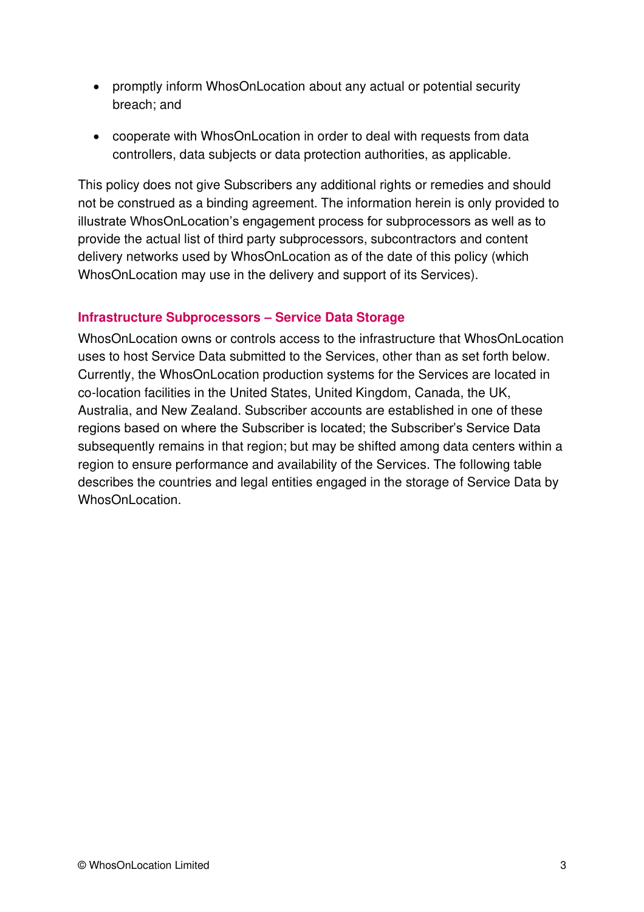- promptly inform WhosOnLocation about any actual or potential security breach; and
- cooperate with WhosOnLocation in order to deal with requests from data controllers, data subjects or data protection authorities, as applicable.

This policy does not give Subscribers any additional rights or remedies and should not be construed as a binding agreement. The information herein is only provided to illustrate WhosOnLocation's engagement process for subprocessors as well as to provide the actual list of third party subprocessors, subcontractors and content delivery networks used by WhosOnLocation as of the date of this policy (which WhosOnLocation may use in the delivery and support of its Services).

### Infrastructure Subprocessors – Service Data Storage

WhosOnLocation owns or controls access to the infrastructure that WhosOnLocation uses to host Service Data submitted to the Services, other than as set forth below. Currently, the WhosOnLocation production systems for the Services are located in co-location facilities in the United States, United Kingdom, Canada, the UK, Australia, and New Zealand. Subscriber accounts are established in one of these regions based on where the Subscriber is located; the Subscriber's Service Data subsequently remains in that region; but may be shifted among data centers within a region to ensure performance and availability of the Services. The following table describes the countries and legal entities engaged in the storage of Service Data by WhosOnLocation.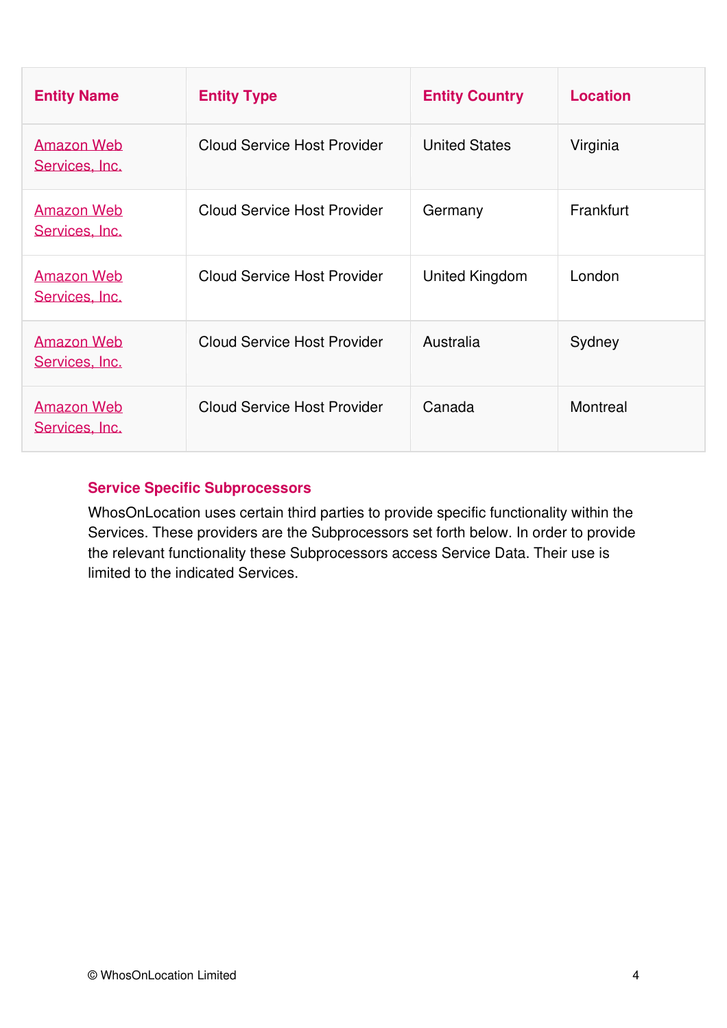| Entity Name | Entity Type | Entity Country | Location |
| --- | --- | --- | --- |
| Amazon Web Services, Inc. | Cloud Service Host Provider | United States | Virginia |
| Amazon Web Services, Inc. | Cloud Service Host Provider | Germany | Frankfurt |
| Amazon Web Services, Inc. | Cloud Service Host Provider | United Kingdom | London |
| Amazon Web Services, Inc. | Cloud Service Host Provider | Australia | Sydney |
| Amazon Web Services, Inc. | Cloud Service Host Provider | Canada | Montreal |

## Service Specific Subprocessors

WhosOnLocation uses certain third parties to provide specific functionality within the Services. These providers are the Subprocessors set forth below. In order to provide the relevant functionality these Subprocessors access Service Data. Their use is limited to the indicated Services.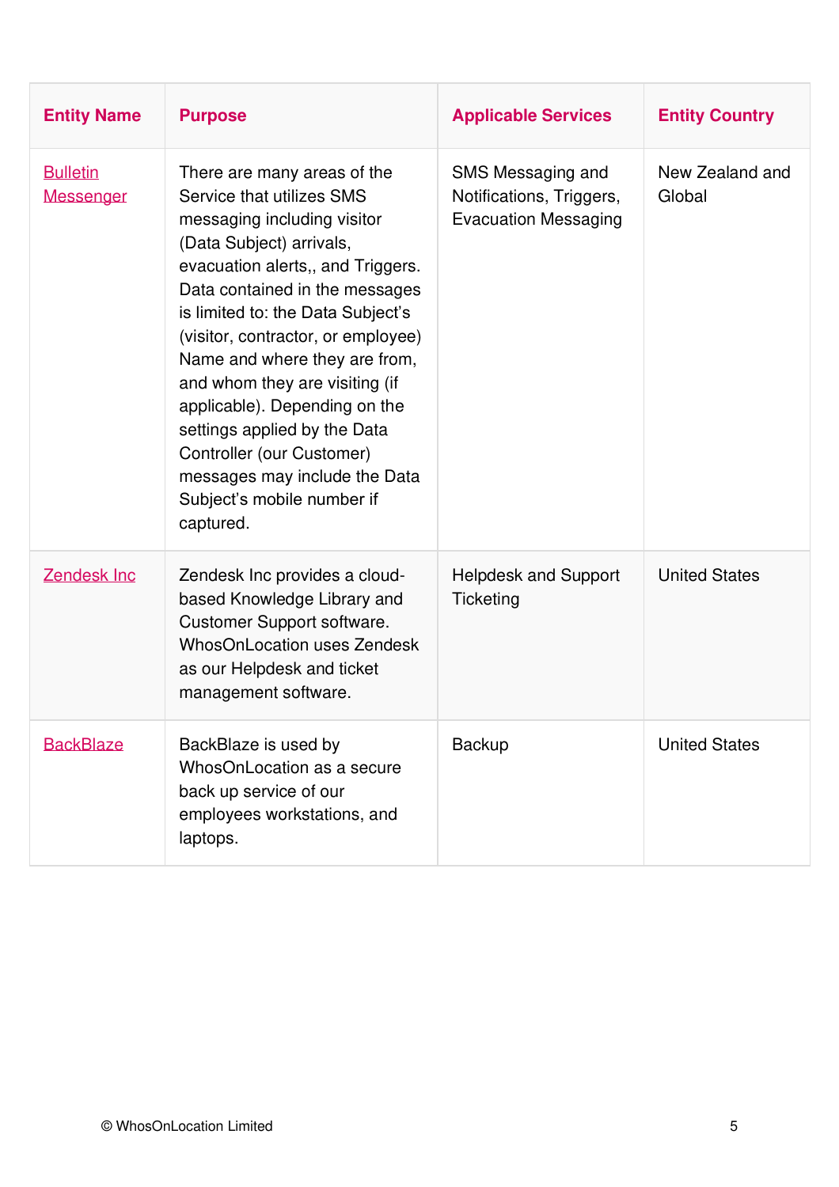| Entity Name | Purpose | Applicable Services | Entity Country |
| --- | --- | --- | --- |
| Bulletin Messenger | There are many areas of the Service that utilizes SMS messaging including visitor (Data Subject) arrivals, evacuation alerts,, and Triggers. Data contained in the messages is limited to: the Data Subject's (visitor, contractor, or employee) Name and where they are from, and whom they are visiting (if applicable). Depending on the settings applied by the Data Controller (our Customer) messages may include the Data Subject's mobile number if captured. | SMS Messaging and Notifications, Triggers, Evacuation Messaging | New Zealand and Global |
| Zendesk Inc | Zendesk Inc provides a cloud-based Knowledge Library and Customer Support software. WhosOnLocation uses Zendesk as our Helpdesk and ticket management software. | Helpdesk and Support Ticketing | United States |
| BackBlaze | BackBlaze is used by WhosOnLocation as a secure back up service of our employees workstations, and laptops. | Backup | United States |

© WhosOnLocation Limited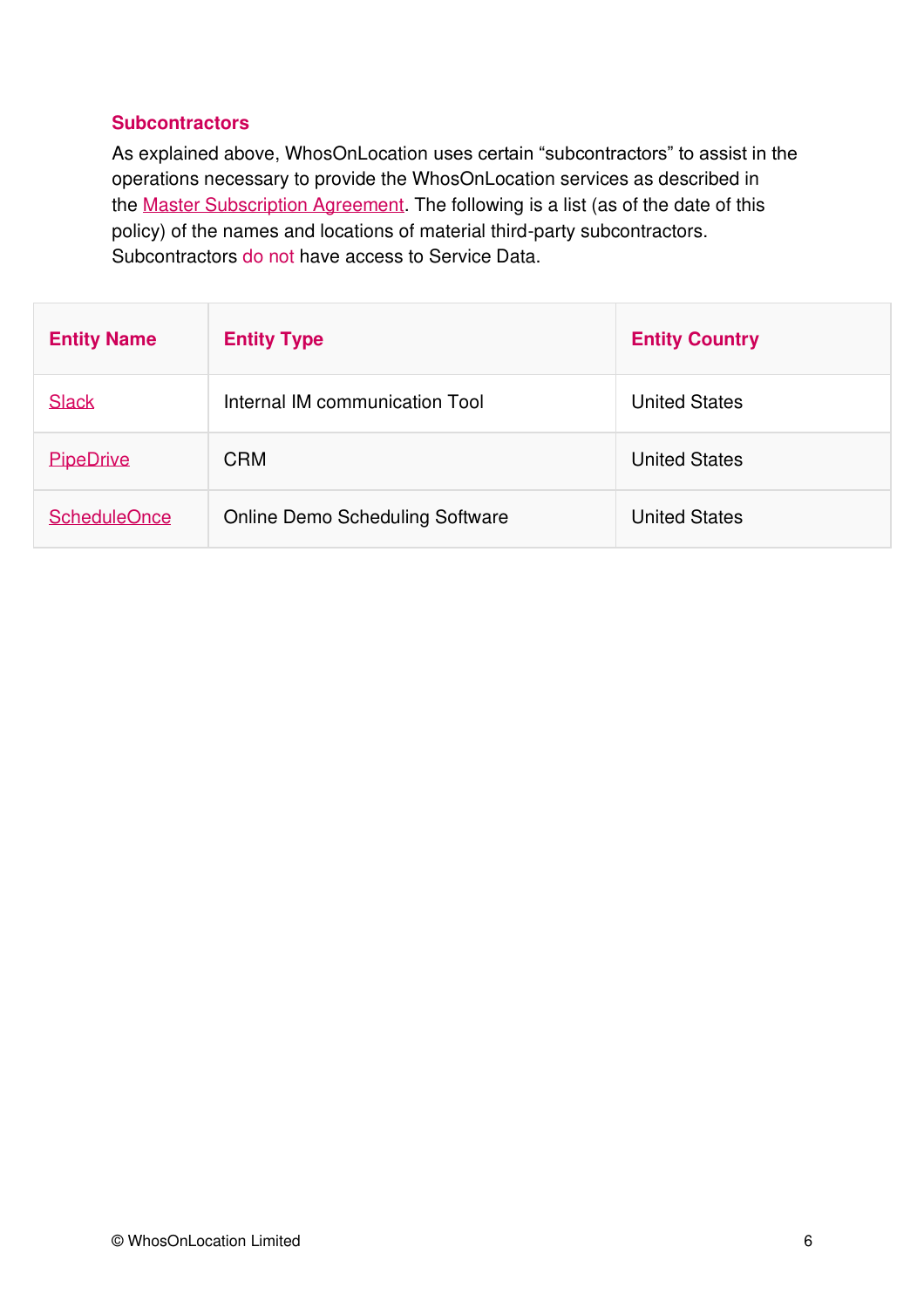## Subcontractors

As explained above, WhosOnLocation uses certain “subcontractors” to assist in the operations necessary to provide the WhosOnLocation services as described in the Master Subscription Agreement. The following is a list (as of the date of this policy) of the names and locations of material third-party subcontractors. Subcontractors do not have access to Service Data.

| Entity Name | Entity Type | Entity Country |
|---|---|---|
| Slack | Internal IM communication Tool | United States |
| PipeDrive | CRM | United States |
| ScheduleOnce | Online Demo Scheduling Software | United States |

© WhosOnLocation Limited